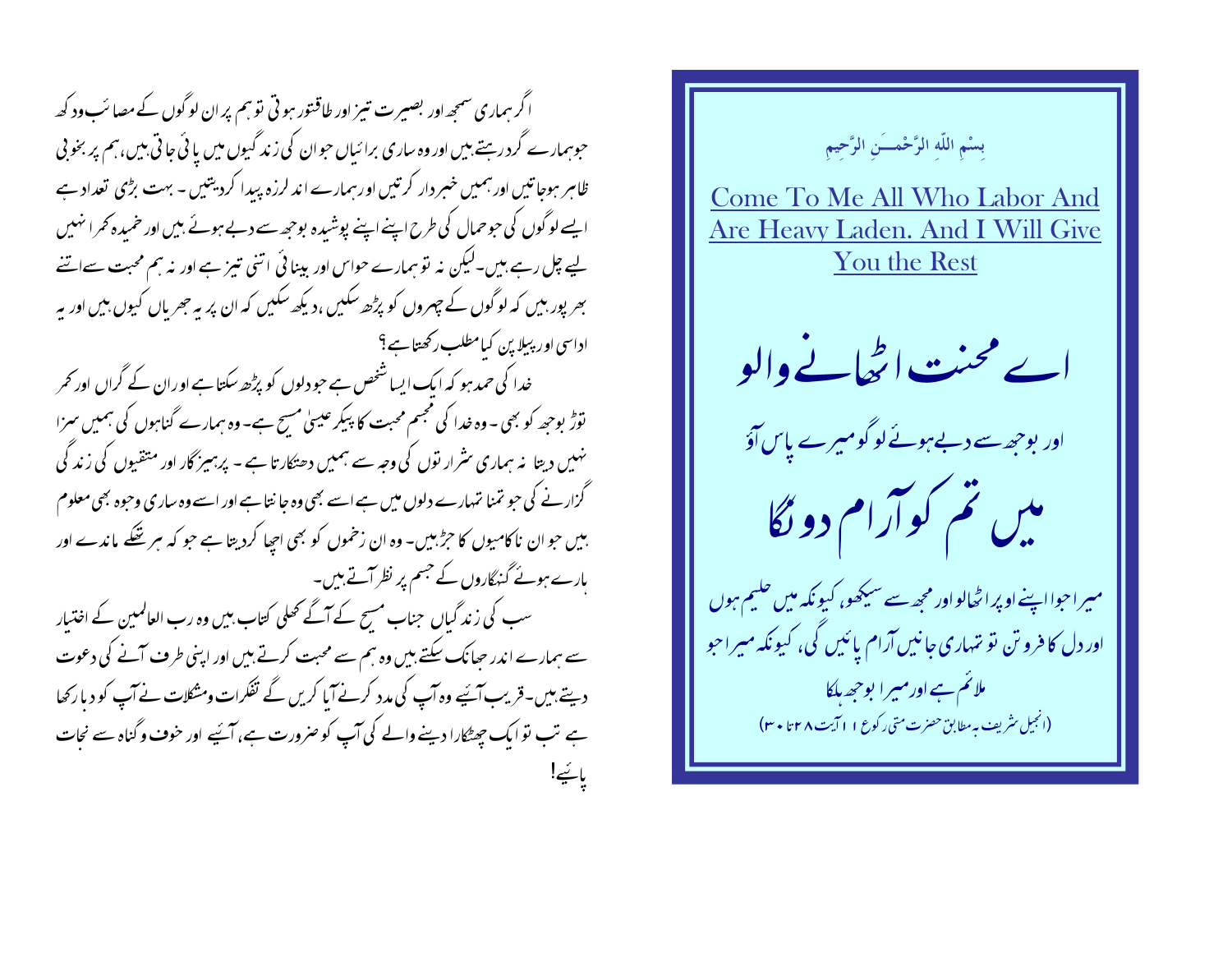بِسْمِ اللّٰہِ الرَّحْمٰنِ الرَّحِیمِ

Come To Me All Who Labor And Are Heavy Laden. And I Will Give You the Rest

# اے محنت اٹھانے والو

## اور بوجھ سے دبے ہوئے لوگو میرے پاس آؤ

# میں تم کو آرام دونگا

میرا جوا اپنے اوپر اٹھالو اور مجھ سے سیکھو، کیونکہ میں حلیم ہوں اور دل کا فروتن تو تمہاری جانیں آرام پائیں گی، کیونکہ میرا جو ملائم ہے اور میرا بوجھ ہلکا

(انجیل شریف بہ مطابق حضرت متی رکوع ۱۱ آیت ۲۸ تا ۳۰)

اگر ہماری سمجھ اور بصیرت تیز اور طاقتور ہوتی تو ہم پر ان لوگوں کے مصائب ودکھ جو ہمارے گرد رہتے ہیں اور وہ ساری برائیاں جو ان کی زندگیوں میں پائی جاتی ہیں، ہم پر بخوبی ظاہر ہوجاتیں اور ہمیں خبردار کرتیں اور ہمارے اندر لرزہ پیدا کردیتیں۔ بہت بڑی تعداد ہے ایسے لوگوں کی جو حمال کی طرح اپنے اپنے پوشیدہ بوجھ سے دبے ہوئے ہیں اور خمیدہ کمرا نہیں لیے چل رہے ہیں۔ لیکن نہ تو ہمارے حواس اور بینائی اتنی تیز ہے اور نہ ہم محبت سے اتنے بھرپور ہیں کہ لوگوں کے چہروں کو پڑھ سکیں، دیکھ سکیں کہ ان پر یہ جھریاں کیوں ہیں اور یہ اداسی اور پیلا پن کیا مطلب رکھتا ہے؟

خدا کی حمد ہو کہ ایک ایسا شخص ہے جو دلوں کو پڑھ سکتا ہے اور ان کے گراں اور کمر توڑ بوجھ کو بھی۔ وہ خدا کی مجسم محبت کا پیکر عیسیٰ مسیح ہے۔ وہ ہمارے گناہوں کی ہمیں سزا نہیں دیتا نہ ہماری شرارتوں کی وجہ سے ہمیں دھتکارتا ہے۔ پرہیزگار اور متقیوں کی زندگی گزارنے کی جو تمنا تمہارے دلوں میں ہے اسے بھی وہ جانتا ہے اور اسے وہ ساری وجوہ بھی معلوم ہیں جو ان ناکامیوں کا جڑ ہیں۔ وہ ان زخموں کو بھی اچھا کردیتا ہے جو کہ ہر تھکے ماندے اور ہارے ہوئے گنہگاروں کے جسم پر نظر آتے ہیں۔

سب کی زندگیاں جناب مسیح کے آگے کھلی کتاب ہیں وہ رب العالمین کے اختیار سے ہمارے اندر جھانک سکتے ہیں وہ ہم سے محبت کرتے ہیں اور اپنی طرف آنے کی دعوت دیتے ہیں۔ قریب آئیے وہ آپ کی مدد کرنے آیا کریں گے تفکرات ومشکلات نے آپ کو دبا رکھا ہے تب تو ایک چھٹکارا دینے والے کی آپ کو ضرورت ہے، آئیے اور خوف وگناہ سے نجات پائیے!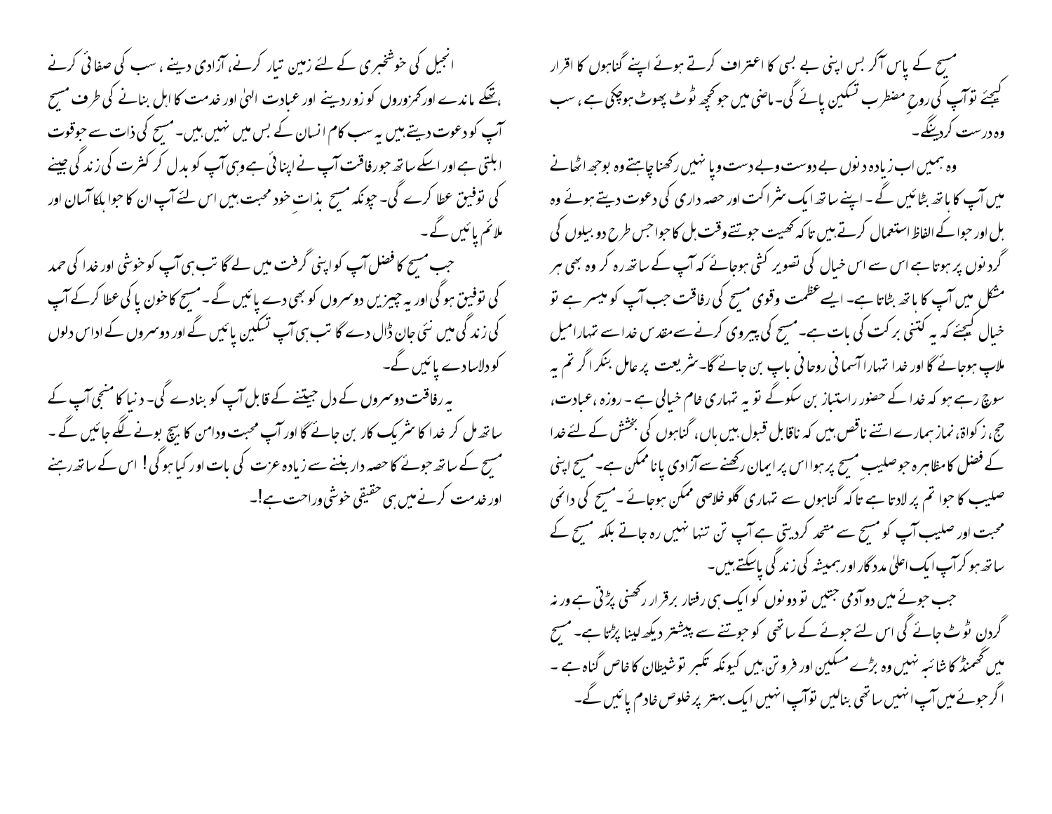مسیح کے پاس آکر بس اپنی بے بسی کا اعتراف کرتے ہوئے اپنے گناہوں کا اقرار کیجئے تو آپ کی روحِ مضطرب تسکین پائے گی۔ ماضی میں جو کچھ ٹوٹ پھوٹ ہوچکی ہے ، سب وہ درست کردینگے۔

وہ ہمیں اب زیادہ دنوں بے دوست وبے دست وپا نہیں رکھنا چاہتے وہ بوجھ اٹھانے میں آپ کا ہاتھ بٹائیں گے ۔ اپنے ساتھ ایک شراکت اور حصہ داری کی دعوت دیتے ہوئے وہ ہل اور جوا کے الفاظ استعمال کرتے ہیں تاکہ کھیت جوتتے وقت ہل کا جوا جس طرح دو بیلوں کی گردنوں پر ہوتا ہے اس سے اس خیال کی تصویر کشی ہوجائے کہ آپ کے ساتھ رہ کر وہ بھی ہر مشکل میں آپ کا ہاتھ بٹاتا ہے۔ ایسے عظمت وقوی مسیح کی رفاقت جب آپ کو میسر ہے تو خیال کیجئے کہ یہ کتنی برکت کی بات ہے۔ مسیح کی پیروی کرنے سے مقدس خدا سے تمہارا میل ملاپ ہوجائے گا اور خدا تمہارا آسمانی روحانی باپ بن جائے گا۔ شریعت پر عامل بنکر اگر تم یہ سوچ رہے ہو کہ خدا کے حضور راستباز بن سکوگے تو یہ تمہاری خام خیالی ہے ۔ روزہ ،عبادت، حج، زکواۃ، نماز ہمارے اتنے ناقص ہیں کہ ناقابل قبول ہیں ہاں، گناہوں کی بخشش کے لئے خدا کے فضل کا مظاہرہ جو صلیبِ مسیح پر ہوا اس پر ایمان رکھنے سے آزادی پانا ممکن ہے۔ مسیح اپنی صلیب کا جوا تم پر لادتا ہے تاکہ گناہوں سے تمہاری گلو خلاصی ممکن ہوجائے ۔ مسیح کی دائمی محبت اور صلیب آپ کو مسیح سے متحد کردیتی ہے آپ تن تنہا نہیں رہ جاتے بلکہ مسیح کے ساتھ ہو کر آپ ایک اعلیٰ مددگار اور ہمیشہ کی زندگی پاسکتے ہیں۔

جب جوئے میں دو آدمی جتیں تو دونوں کو ایک ہی رفتار برقرار رکھنی پڑتی ہے ورنہ گردن ٹوٹ جائے گی اس لئے جوئے کے ساتھی کو جوتنے سے پیشتر دیکھ لینا پڑتا ہے۔ مسیح میں گھمنڈ کا شائبہ نہیں وہ بڑے مسکین اور فروتن ہیں کیونکہ تکبر تو شیطان کا خاص گناہ ہے ۔ اگر جوئے میں آپ انہیں ساتھی بنالیں تو آپ انہیں ایک بہتر پرخلوص خادم پائیں گے۔

انجیل کی خوشخبری کے لئے زمین تیار کرنے، آزادی دینے ، سب کی صفائی کرنے ،تھکے ماندے اور کمزوروں کو زور دینے اور عبادت الہیٰ اور خدمت کا اہل بنانے کی طرف مسیح آپ کو دعوت دیتے ہیں یہ سب کام انسان کے بس میں نہیں ہیں۔ مسیح کی ذات سے جو قوت ابلتی ہے اور اسکے ساتھ جو رفاقت آپ نے اپنائی ہے وہی آپ کو بدل کر کثرت کی زندگی جینے کی توفیق عطا کرے گی۔ چونکہ مسیح بذاتِ خود محبت ہیں اس لئے آپ ان کا جوا ہلکا آسان اور ملائم پائیں گے۔

جب مسیح کا فضل آپ کو اپنی گرفت میں لے گا تب ہی آپ کو خوشی اور خدا کی حمد کی توفیق ہوگی اور یہ چیزیں دوسروں کو بھی دے پائیں گے ۔ مسیح کا خون پاک عطا کرکے آپ کی زندگی میں نئی جان ڈال دے گا تب ہی آپ تسکین پائیں گے اور دوسروں کے اداس دلوں کو دلاسا دے پائیں گے۔

یہ رفاقت دوسروں کے دل جیتنے کے قابل آپ کو بنادے گی۔ دنیا کا منجی آپ کے ساتھ مل کر خدا کا شریک کار بن جائے گا اور آپ محبت ودامن کا بیج بونے لگے جائیں گے ۔ مسیح کے ساتھ جوئے کا حصہ دار بننے سے زیادہ عزت کی بات اور کیا ہوگی! اس کے ساتھ رہنے اور خدمت کرنے میں ہی حقیقی خوشی وراحت ہے!۔